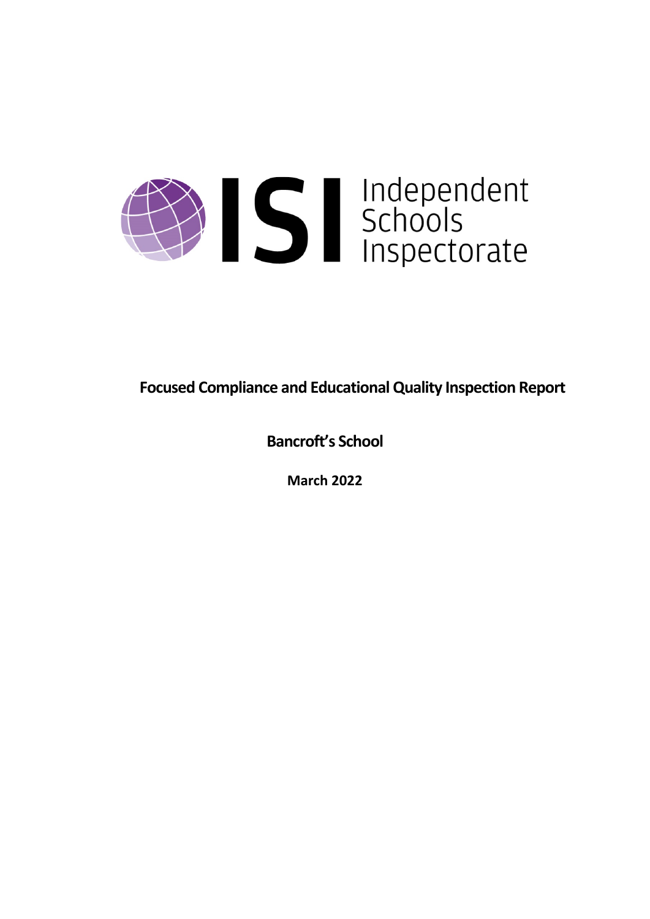Independent Schools Inspectorate

# Focused Compliance and Educational Quality Inspection Report

## Bancroft's School

**March 2022**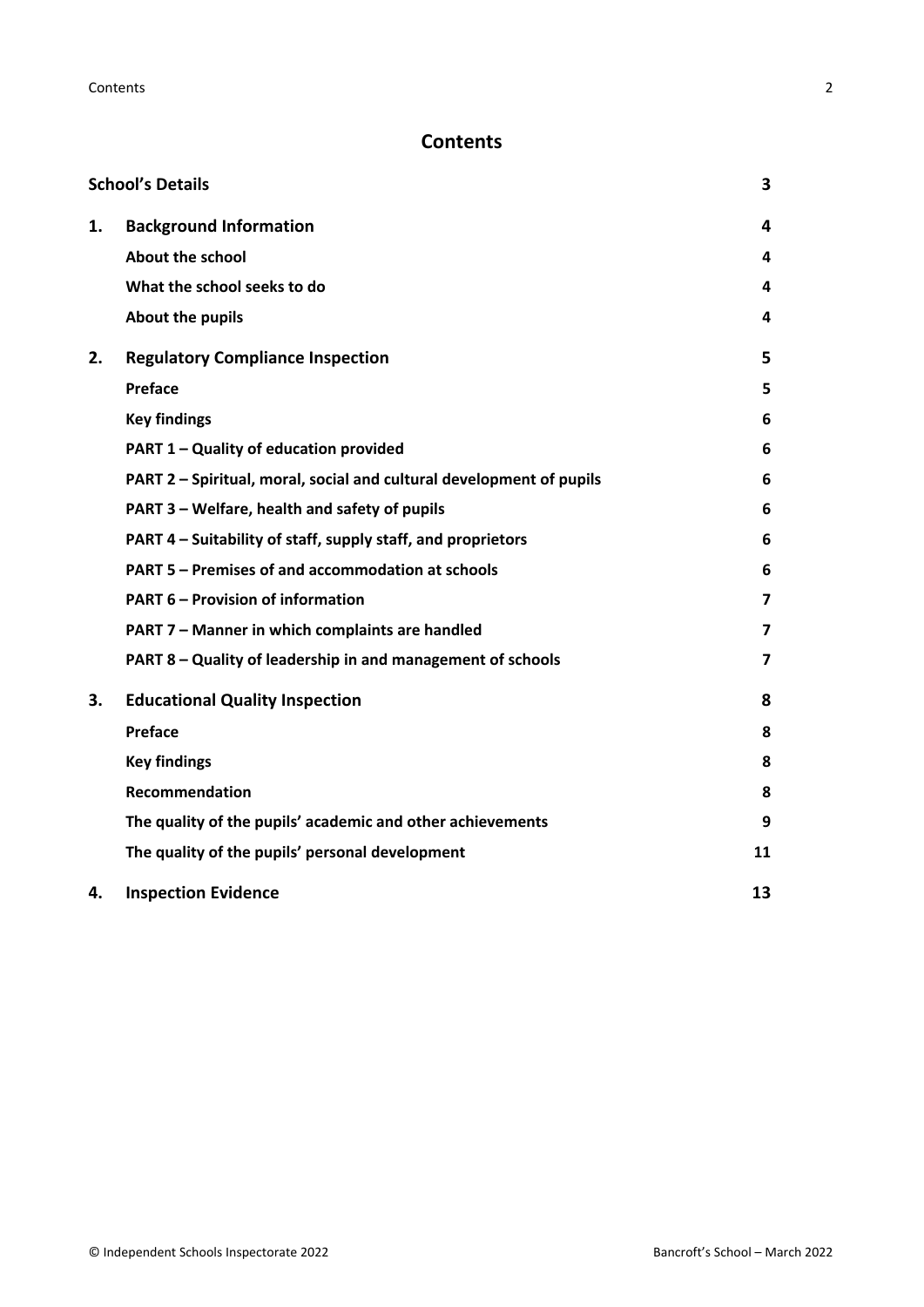## Contents

| | | |
|---|---|---|
| **School's Details** | | **3** |
| **1.** | **Background Information** | **4** |
| | **About the school** | **4** |
| | **What the school seeks to do** | **4** |
| | **About the pupils** | **4** |
| **2.** | **Regulatory Compliance Inspection** | **5** |
| | **Preface** | **5** |
| | **Key findings** | **6** |
| | **PART 1 – Quality of education provided** | **6** |
| | **PART 2 – Spiritual, moral, social and cultural development of pupils** | **6** |
| | **PART 3 – Welfare, health and safety of pupils** | **6** |
| | **PART 4 – Suitability of staff, supply staff, and proprietors** | **6** |
| | **PART 5 – Premises of and accommodation at schools** | **6** |
| | **PART 6 – Provision of information** | **7** |
| | **PART 7 – Manner in which complaints are handled** | **7** |
| | **PART 8 – Quality of leadership in and management of schools** | **7** |
| **3.** | **Educational Quality Inspection** | **8** |
| | **Preface** | **8** |
| | **Key findings** | **8** |
| | **Recommendation** | **8** |
| | **The quality of the pupils' academic and other achievements** | **9** |
| | **The quality of the pupils' personal development** | **11** |
| **4.** | **Inspection Evidence** | **13** |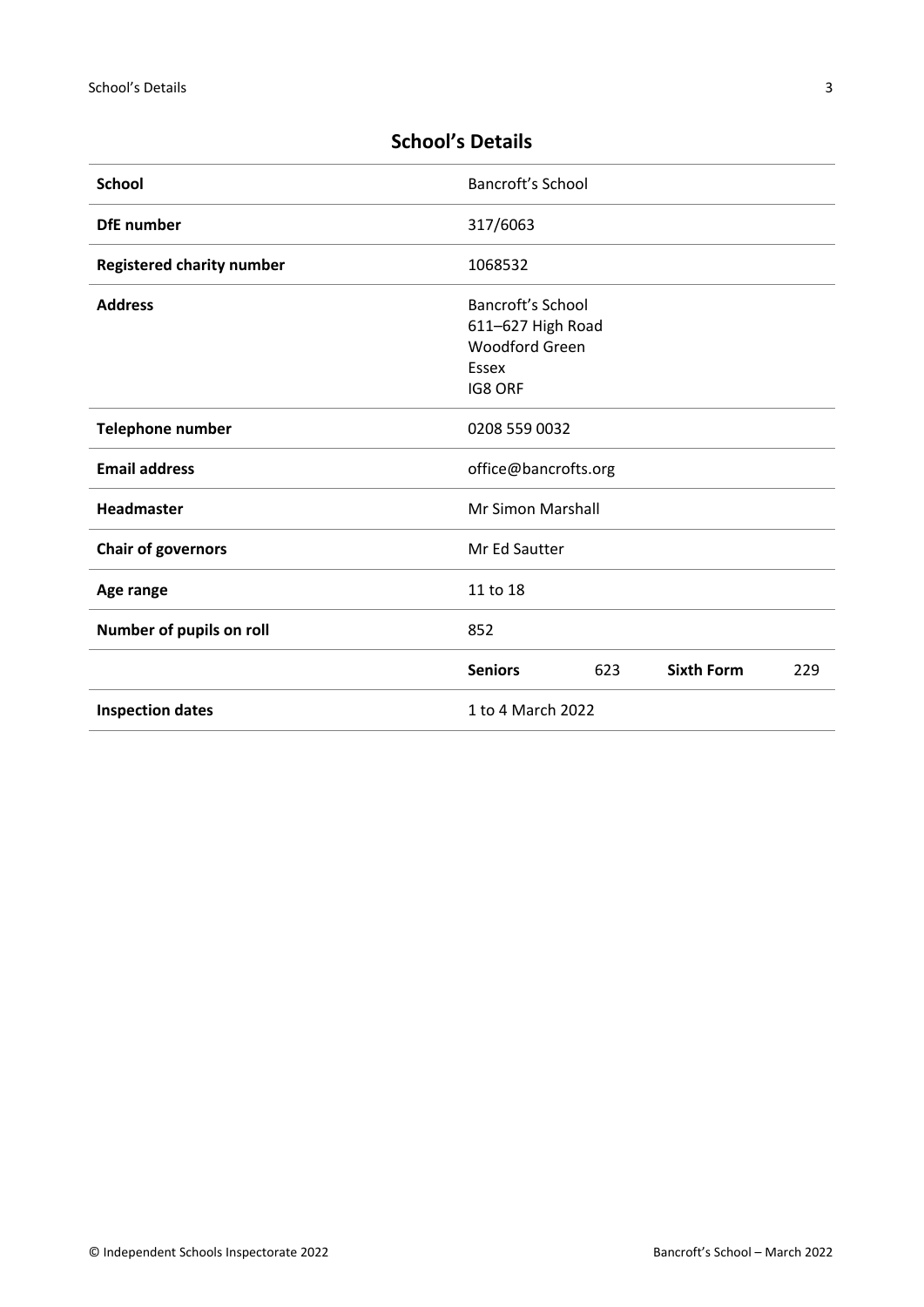## School's Details

| | |
|---|---|
| **School** | Bancroft's School |
| **DfE number** | 317/6063 |
| **Registered charity number** | 1068532 |
| **Address** | Bancroft's School<br>611–627 High Road<br>Woodford Green<br>Essex<br>IG8 0RF |
| **Telephone number** | 0208 559 0032 |
| **Email address** | office@bancrofts.org |
| **Headmaster** | Mr Simon Marshall |
| **Chair of governors** | Mr Ed Sautter |
| **Age range** | 11 to 18 |
| **Number of pupils on roll** | 852 |
| | **Seniors** 623 **Sixth Form** 229 |
| **Inspection dates** | 1 to 4 March 2022 |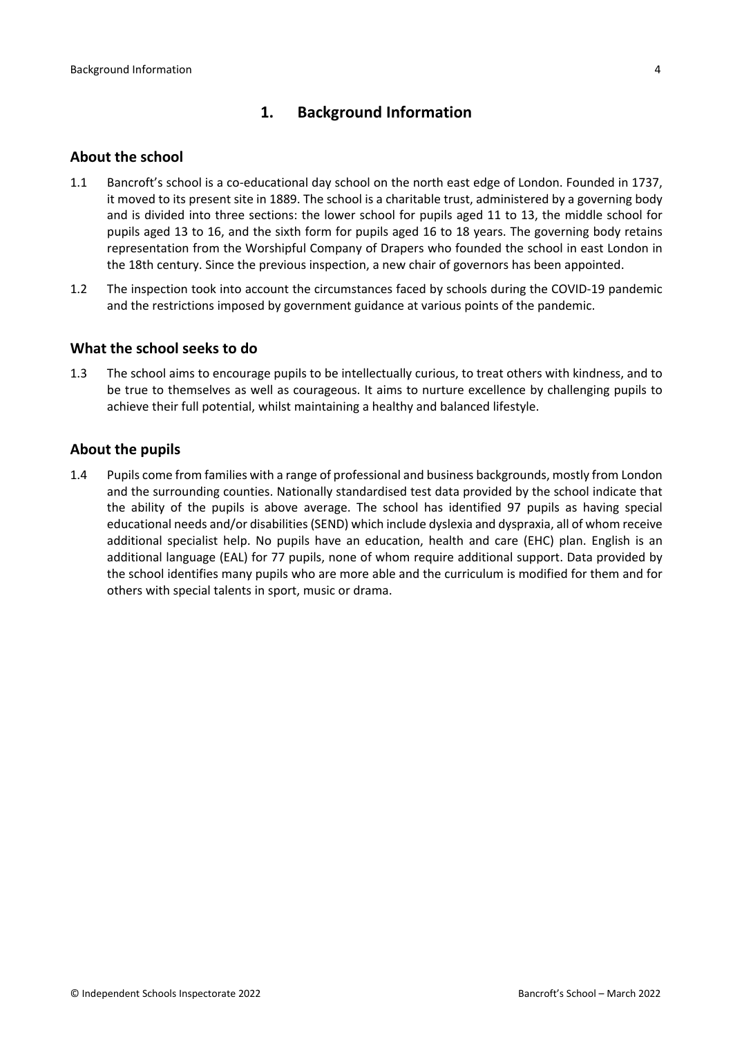## 1. Background Information

### About the school

1.1 Bancroft's school is a co-educational day school on the north east edge of London. Founded in 1737, it moved to its present site in 1889. The school is a charitable trust, administered by a governing body and is divided into three sections: the lower school for pupils aged 11 to 13, the middle school for pupils aged 13 to 16, and the sixth form for pupils aged 16 to 18 years. The governing body retains representation from the Worshipful Company of Drapers who founded the school in east London in the 18th century. Since the previous inspection, a new chair of governors has been appointed.

1.2 The inspection took into account the circumstances faced by schools during the COVID-19 pandemic and the restrictions imposed by government guidance at various points of the pandemic.

### What the school seeks to do

1.3 The school aims to encourage pupils to be intellectually curious, to treat others with kindness, and to be true to themselves as well as courageous. It aims to nurture excellence by challenging pupils to achieve their full potential, whilst maintaining a healthy and balanced lifestyle.

### About the pupils

1.4 Pupils come from families with a range of professional and business backgrounds, mostly from London and the surrounding counties. Nationally standardised test data provided by the school indicate that the ability of the pupils is above average. The school has identified 97 pupils as having special educational needs and/or disabilities (SEND) which include dyslexia and dyspraxia, all of whom receive additional specialist help. No pupils have an education, health and care (EHC) plan. English is an additional language (EAL) for 77 pupils, none of whom require additional support. Data provided by the school identifies many pupils who are more able and the curriculum is modified for them and for others with special talents in sport, music or drama.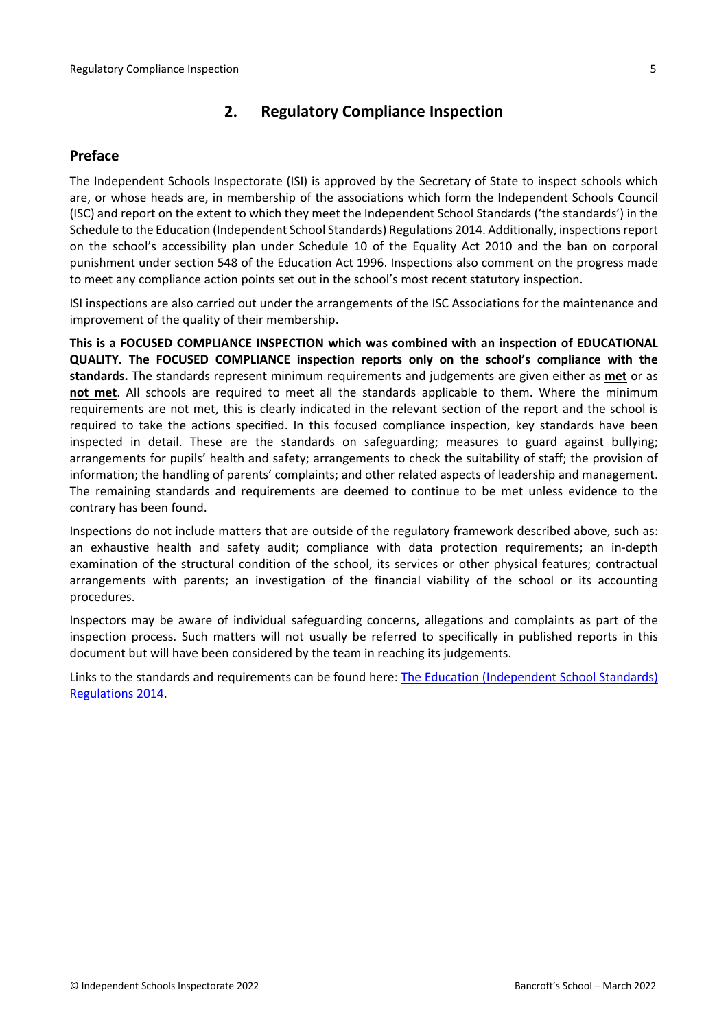## 2. Regulatory Compliance Inspection

### Preface

The Independent Schools Inspectorate (ISI) is approved by the Secretary of State to inspect schools which are, or whose heads are, in membership of the associations which form the Independent Schools Council (ISC) and report on the extent to which they meet the Independent School Standards ('the standards') in the Schedule to the Education (Independent School Standards) Regulations 2014. Additionally, inspections report on the school's accessibility plan under Schedule 10 of the Equality Act 2010 and the ban on corporal punishment under section 548 of the Education Act 1996. Inspections also comment on the progress made to meet any compliance action points set out in the school's most recent statutory inspection.

ISI inspections are also carried out under the arrangements of the ISC Associations for the maintenance and improvement of the quality of their membership.

**This is a FOCUSED COMPLIANCE INSPECTION which was combined with an inspection of EDUCATIONAL QUALITY. The FOCUSED COMPLIANCE inspection reports only on the school's compliance with the standards.** The standards represent minimum requirements and judgements are given either as **met** or as **not met**. All schools are required to meet all the standards applicable to them. Where the minimum requirements are not met, this is clearly indicated in the relevant section of the report and the school is required to take the actions specified. In this focused compliance inspection, key standards have been inspected in detail. These are the standards on safeguarding; measures to guard against bullying; arrangements for pupils' health and safety; arrangements to check the suitability of staff; the provision of information; the handling of parents' complaints; and other related aspects of leadership and management. The remaining standards and requirements are deemed to continue to be met unless evidence to the contrary has been found.

Inspections do not include matters that are outside of the regulatory framework described above, such as: an exhaustive health and safety audit; compliance with data protection requirements; an in-depth examination of the structural condition of the school, its services or other physical features; contractual arrangements with parents; an investigation of the financial viability of the school or its accounting procedures.

Inspectors may be aware of individual safeguarding concerns, allegations and complaints as part of the inspection process. Such matters will not usually be referred to specifically in published reports in this document but will have been considered by the team in reaching its judgements.

Links to the standards and requirements can be found here: [The Education (Independent School Standards) Regulations 2014](#).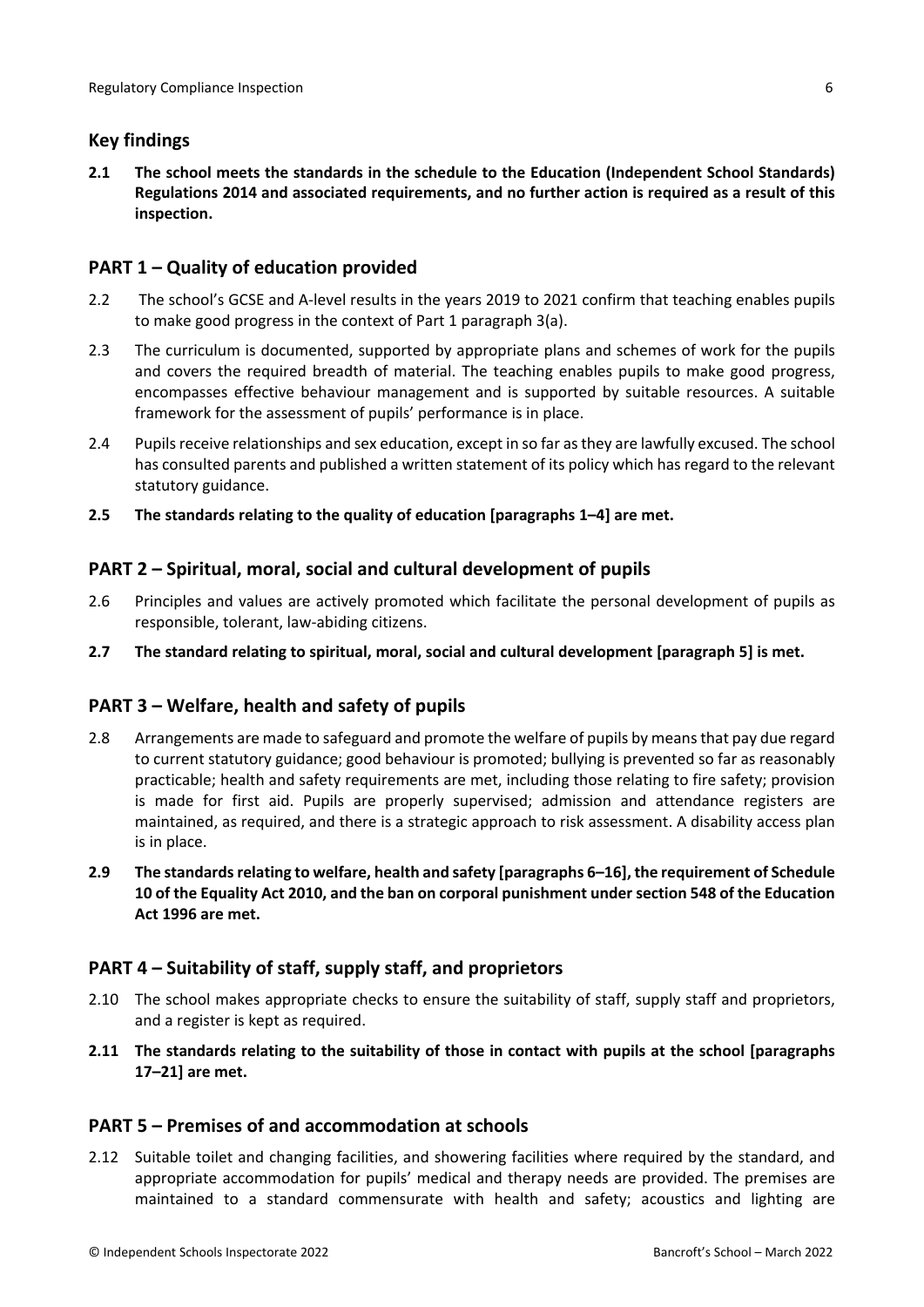## Key findings

**2.1 The school meets the standards in the schedule to the Education (Independent School Standards) Regulations 2014 and associated requirements, and no further action is required as a result of this inspection.**

## PART 1 – Quality of education provided

2.2 The school's GCSE and A-level results in the years 2019 to 2021 confirm that teaching enables pupils to make good progress in the context of Part 1 paragraph 3(a).

2.3 The curriculum is documented, supported by appropriate plans and schemes of work for the pupils and covers the required breadth of material. The teaching enables pupils to make good progress, encompasses effective behaviour management and is supported by suitable resources. A suitable framework for the assessment of pupils' performance is in place.

2.4 Pupils receive relationships and sex education, except in so far as they are lawfully excused. The school has consulted parents and published a written statement of its policy which has regard to the relevant statutory guidance.

**2.5 The standards relating to the quality of education [paragraphs 1–4] are met.**

## PART 2 – Spiritual, moral, social and cultural development of pupils

2.6 Principles and values are actively promoted which facilitate the personal development of pupils as responsible, tolerant, law-abiding citizens.

**2.7 The standard relating to spiritual, moral, social and cultural development [paragraph 5] is met.**

## PART 3 – Welfare, health and safety of pupils

2.8 Arrangements are made to safeguard and promote the welfare of pupils by means that pay due regard to current statutory guidance; good behaviour is promoted; bullying is prevented so far as reasonably practicable; health and safety requirements are met, including those relating to fire safety; provision is made for first aid. Pupils are properly supervised; admission and attendance registers are maintained, as required, and there is a strategic approach to risk assessment. A disability access plan is in place.

**2.9 The standards relating to welfare, health and safety [paragraphs 6–16], the requirement of Schedule 10 of the Equality Act 2010, and the ban on corporal punishment under section 548 of the Education Act 1996 are met.**

## PART 4 – Suitability of staff, supply staff, and proprietors

2.10 The school makes appropriate checks to ensure the suitability of staff, supply staff and proprietors, and a register is kept as required.

**2.11 The standards relating to the suitability of those in contact with pupils at the school [paragraphs 17–21] are met.**

## PART 5 – Premises of and accommodation at schools

2.12 Suitable toilet and changing facilities, and showering facilities where required by the standard, and appropriate accommodation for pupils' medical and therapy needs are provided. The premises are maintained to a standard commensurate with health and safety; acoustics and lighting are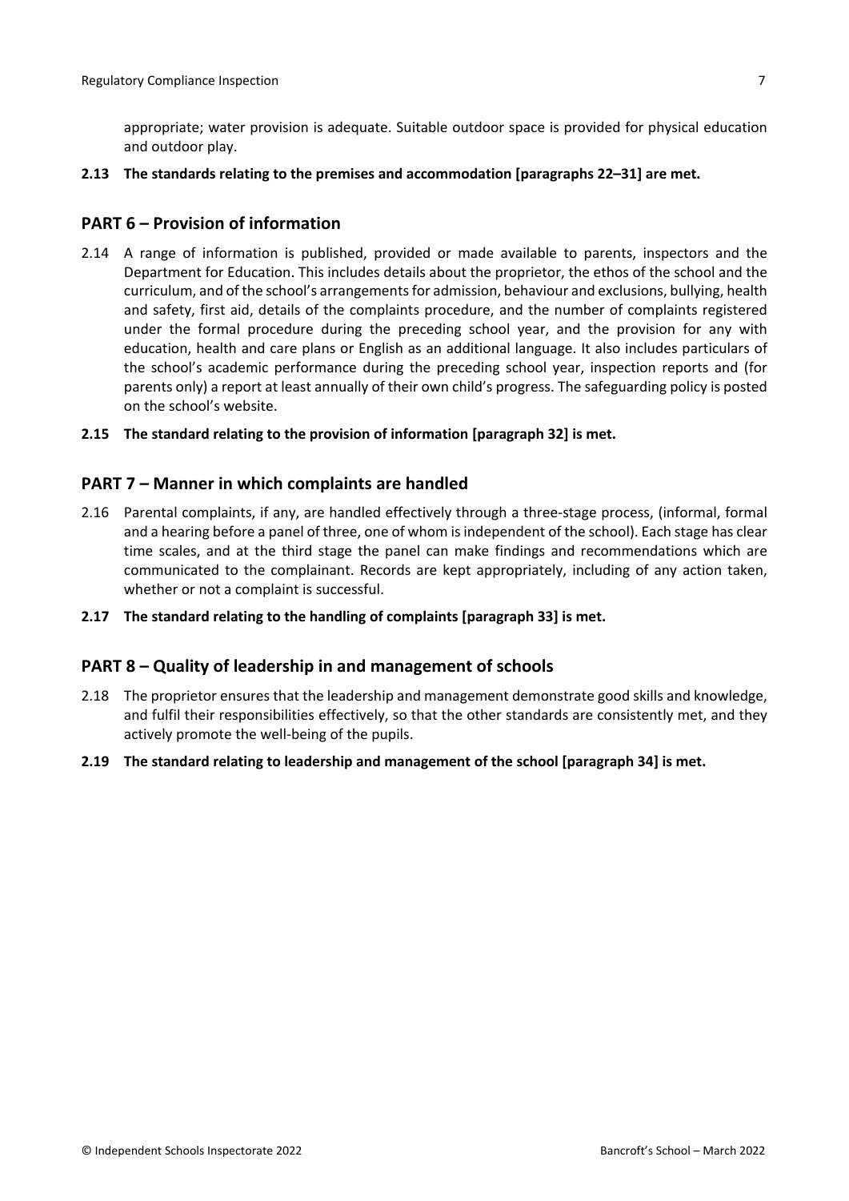appropriate; water provision is adequate. Suitable outdoor space is provided for physical education and outdoor play.

**2.13 The standards relating to the premises and accommodation [paragraphs 22–31] are met.**

## PART 6 – Provision of information

2.14 A range of information is published, provided or made available to parents, inspectors and the Department for Education. This includes details about the proprietor, the ethos of the school and the curriculum, and of the school's arrangements for admission, behaviour and exclusions, bullying, health and safety, first aid, details of the complaints procedure, and the number of complaints registered under the formal procedure during the preceding school year, and the provision for any with education, health and care plans or English as an additional language. It also includes particulars of the school's academic performance during the preceding school year, inspection reports and (for parents only) a report at least annually of their own child's progress. The safeguarding policy is posted on the school's website.

**2.15 The standard relating to the provision of information [paragraph 32] is met.**

## PART 7 – Manner in which complaints are handled

2.16 Parental complaints, if any, are handled effectively through a three-stage process, (informal, formal and a hearing before a panel of three, one of whom is independent of the school). Each stage has clear time scales, and at the third stage the panel can make findings and recommendations which are communicated to the complainant. Records are kept appropriately, including of any action taken, whether or not a complaint is successful.

**2.17 The standard relating to the handling of complaints [paragraph 33] is met.**

## PART 8 – Quality of leadership in and management of schools

2.18 The proprietor ensures that the leadership and management demonstrate good skills and knowledge, and fulfil their responsibilities effectively, so that the other standards are consistently met, and they actively promote the well-being of the pupils.

**2.19 The standard relating to leadership and management of the school [paragraph 34] is met.**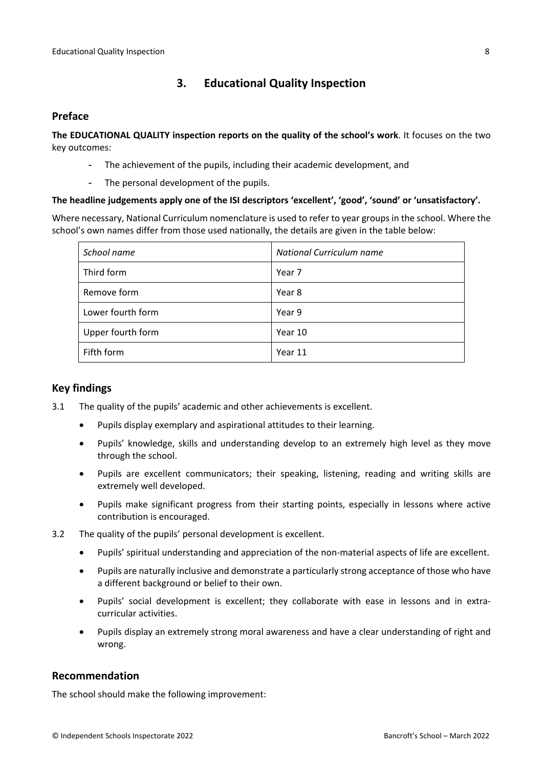## 3. Educational Quality Inspection

### Preface

**The EDUCATIONAL QUALITY inspection reports on the quality of the school's work**. It focuses on the two key outcomes:

- The achievement of the pupils, including their academic development, and
- The personal development of the pupils.

**The headline judgements apply one of the ISI descriptors 'excellent', 'good', 'sound' or 'unsatisfactory'.**

Where necessary, National Curriculum nomenclature is used to refer to year groups in the school. Where the school's own names differ from those used nationally, the details are given in the table below:

| *School name* | *National Curriculum name* |
|---|---|
| Third form | Year 7 |
| Remove form | Year 8 |
| Lower fourth form | Year 9 |
| Upper fourth form | Year 10 |
| Fifth form | Year 11 |

### Key findings

3.1 The quality of the pupils' academic and other achievements is excellent.

- Pupils display exemplary and aspirational attitudes to their learning.
- Pupils' knowledge, skills and understanding develop to an extremely high level as they move through the school.
- Pupils are excellent communicators; their speaking, listening, reading and writing skills are extremely well developed.
- Pupils make significant progress from their starting points, especially in lessons where active contribution is encouraged.

3.2 The quality of the pupils' personal development is excellent.

- Pupils' spiritual understanding and appreciation of the non-material aspects of life are excellent.
- Pupils are naturally inclusive and demonstrate a particularly strong acceptance of those who have a different background or belief to their own.
- Pupils' social development is excellent; they collaborate with ease in lessons and in extra-curricular activities.
- Pupils display an extremely strong moral awareness and have a clear understanding of right and wrong.

### Recommendation

The school should make the following improvement: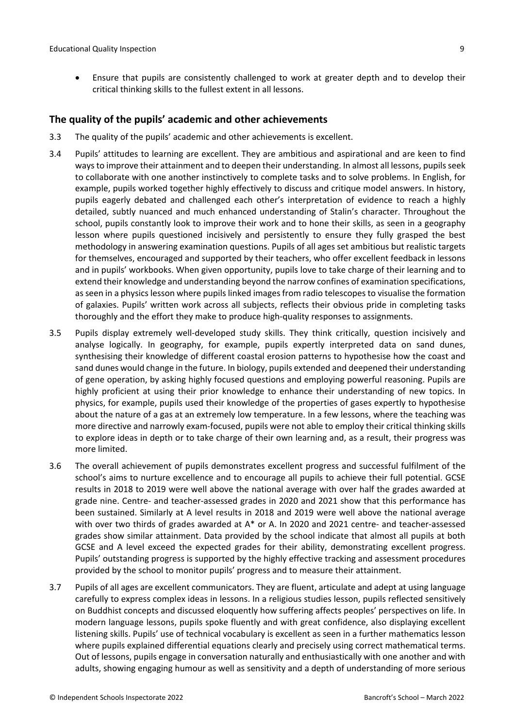- Ensure that pupils are consistently challenged to work at greater depth and to develop their critical thinking skills to the fullest extent in all lessons.

## The quality of the pupils' academic and other achievements

3.3 The quality of the pupils' academic and other achievements is excellent.

3.4 Pupils' attitudes to learning are excellent. They are ambitious and aspirational and are keen to find ways to improve their attainment and to deepen their understanding. In almost all lessons, pupils seek to collaborate with one another instinctively to complete tasks and to solve problems. In English, for example, pupils worked together highly effectively to discuss and critique model answers. In history, pupils eagerly debated and challenged each other's interpretation of evidence to reach a highly detailed, subtly nuanced and much enhanced understanding of Stalin's character. Throughout the school, pupils constantly look to improve their work and to hone their skills, as seen in a geography lesson where pupils questioned incisively and persistently to ensure they fully grasped the best methodology in answering examination questions. Pupils of all ages set ambitious but realistic targets for themselves, encouraged and supported by their teachers, who offer excellent feedback in lessons and in pupils' workbooks. When given opportunity, pupils love to take charge of their learning and to extend their knowledge and understanding beyond the narrow confines of examination specifications, as seen in a physics lesson where pupils linked images from radio telescopes to visualise the formation of galaxies. Pupils' written work across all subjects, reflects their obvious pride in completing tasks thoroughly and the effort they make to produce high-quality responses to assignments.

3.5 Pupils display extremely well-developed study skills. They think critically, question incisively and analyse logically. In geography, for example, pupils expertly interpreted data on sand dunes, synthesising their knowledge of different coastal erosion patterns to hypothesise how the coast and sand dunes would change in the future. In biology, pupils extended and deepened their understanding of gene operation, by asking highly focused questions and employing powerful reasoning. Pupils are highly proficient at using their prior knowledge to enhance their understanding of new topics. In physics, for example, pupils used their knowledge of the properties of gases expertly to hypothesise about the nature of a gas at an extremely low temperature. In a few lessons, where the teaching was more directive and narrowly exam-focused, pupils were not able to employ their critical thinking skills to explore ideas in depth or to take charge of their own learning and, as a result, their progress was more limited.

3.6 The overall achievement of pupils demonstrates excellent progress and successful fulfilment of the school's aims to nurture excellence and to encourage all pupils to achieve their full potential. GCSE results in 2018 to 2019 were well above the national average with over half the grades awarded at grade nine. Centre- and teacher-assessed grades in 2020 and 2021 show that this performance has been sustained. Similarly at A level results in 2018 and 2019 were well above the national average with over two thirds of grades awarded at A* or A. In 2020 and 2021 centre- and teacher-assessed grades show similar attainment. Data provided by the school indicate that almost all pupils at both GCSE and A level exceed the expected grades for their ability, demonstrating excellent progress. Pupils' outstanding progress is supported by the highly effective tracking and assessment procedures provided by the school to monitor pupils' progress and to measure their attainment.

3.7 Pupils of all ages are excellent communicators. They are fluent, articulate and adept at using language carefully to express complex ideas in lessons. In a religious studies lesson, pupils reflected sensitively on Buddhist concepts and discussed eloquently how suffering affects peoples' perspectives on life. In modern language lessons, pupils spoke fluently and with great confidence, also displaying excellent listening skills. Pupils' use of technical vocabulary is excellent as seen in a further mathematics lesson where pupils explained differential equations clearly and precisely using correct mathematical terms. Out of lessons, pupils engage in conversation naturally and enthusiastically with one another and with adults, showing engaging humour as well as sensitivity and a depth of understanding of more serious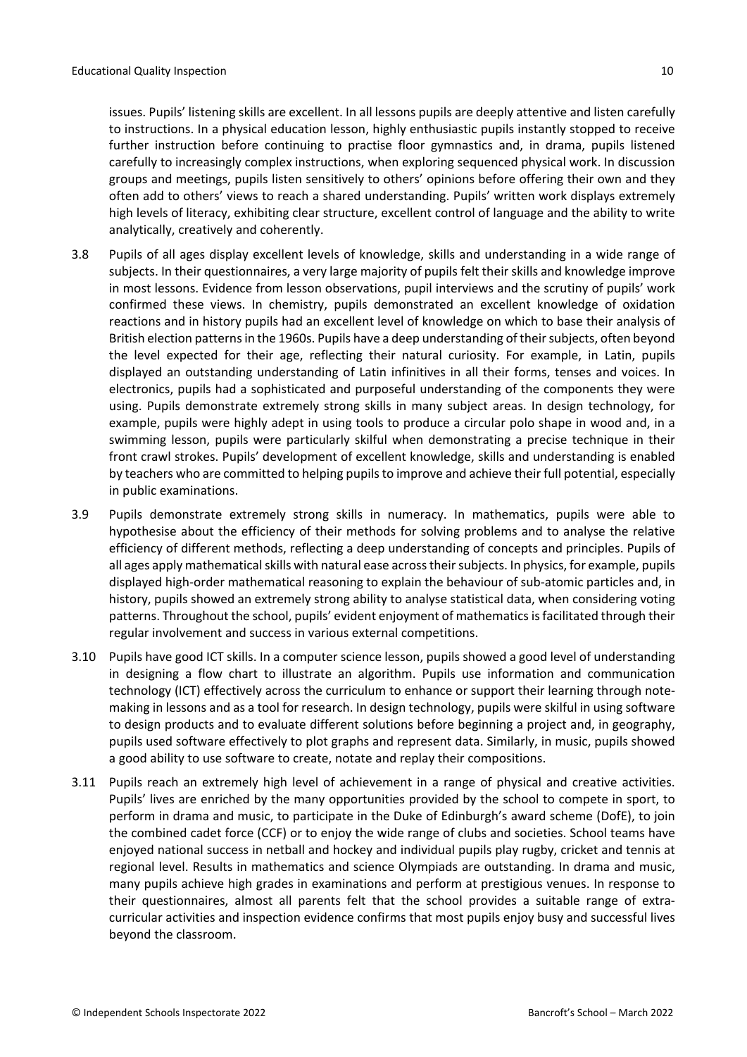issues. Pupils' listening skills are excellent. In all lessons pupils are deeply attentive and listen carefully to instructions. In a physical education lesson, highly enthusiastic pupils instantly stopped to receive further instruction before continuing to practise floor gymnastics and, in drama, pupils listened carefully to increasingly complex instructions, when exploring sequenced physical work. In discussion groups and meetings, pupils listen sensitively to others' opinions before offering their own and they often add to others' views to reach a shared understanding. Pupils' written work displays extremely high levels of literacy, exhibiting clear structure, excellent control of language and the ability to write analytically, creatively and coherently.

3.8 Pupils of all ages display excellent levels of knowledge, skills and understanding in a wide range of subjects. In their questionnaires, a very large majority of pupils felt their skills and knowledge improve in most lessons. Evidence from lesson observations, pupil interviews and the scrutiny of pupils' work confirmed these views. In chemistry, pupils demonstrated an excellent knowledge of oxidation reactions and in history pupils had an excellent level of knowledge on which to base their analysis of British election patterns in the 1960s. Pupils have a deep understanding of their subjects, often beyond the level expected for their age, reflecting their natural curiosity. For example, in Latin, pupils displayed an outstanding understanding of Latin infinitives in all their forms, tenses and voices. In electronics, pupils had a sophisticated and purposeful understanding of the components they were using. Pupils demonstrate extremely strong skills in many subject areas. In design technology, for example, pupils were highly adept in using tools to produce a circular polo shape in wood and, in a swimming lesson, pupils were particularly skilful when demonstrating a precise technique in their front crawl strokes. Pupils' development of excellent knowledge, skills and understanding is enabled by teachers who are committed to helping pupils to improve and achieve their full potential, especially in public examinations.

3.9 Pupils demonstrate extremely strong skills in numeracy. In mathematics, pupils were able to hypothesise about the efficiency of their methods for solving problems and to analyse the relative efficiency of different methods, reflecting a deep understanding of concepts and principles. Pupils of all ages apply mathematical skills with natural ease across their subjects. In physics, for example, pupils displayed high-order mathematical reasoning to explain the behaviour of sub-atomic particles and, in history, pupils showed an extremely strong ability to analyse statistical data, when considering voting patterns. Throughout the school, pupils' evident enjoyment of mathematics is facilitated through their regular involvement and success in various external competitions.

3.10 Pupils have good ICT skills. In a computer science lesson, pupils showed a good level of understanding in designing a flow chart to illustrate an algorithm. Pupils use information and communication technology (ICT) effectively across the curriculum to enhance or support their learning through note-making in lessons and as a tool for research. In design technology, pupils were skilful in using software to design products and to evaluate different solutions before beginning a project and, in geography, pupils used software effectively to plot graphs and represent data. Similarly, in music, pupils showed a good ability to use software to create, notate and replay their compositions.

3.11 Pupils reach an extremely high level of achievement in a range of physical and creative activities. Pupils' lives are enriched by the many opportunities provided by the school to compete in sport, to perform in drama and music, to participate in the Duke of Edinburgh's award scheme (DofE), to join the combined cadet force (CCF) or to enjoy the wide range of clubs and societies. School teams have enjoyed national success in netball and hockey and individual pupils play rugby, cricket and tennis at regional level. Results in mathematics and science Olympiads are outstanding. In drama and music, many pupils achieve high grades in examinations and perform at prestigious venues. In response to their questionnaires, almost all parents felt that the school provides a suitable range of extra-curricular activities and inspection evidence confirms that most pupils enjoy busy and successful lives beyond the classroom.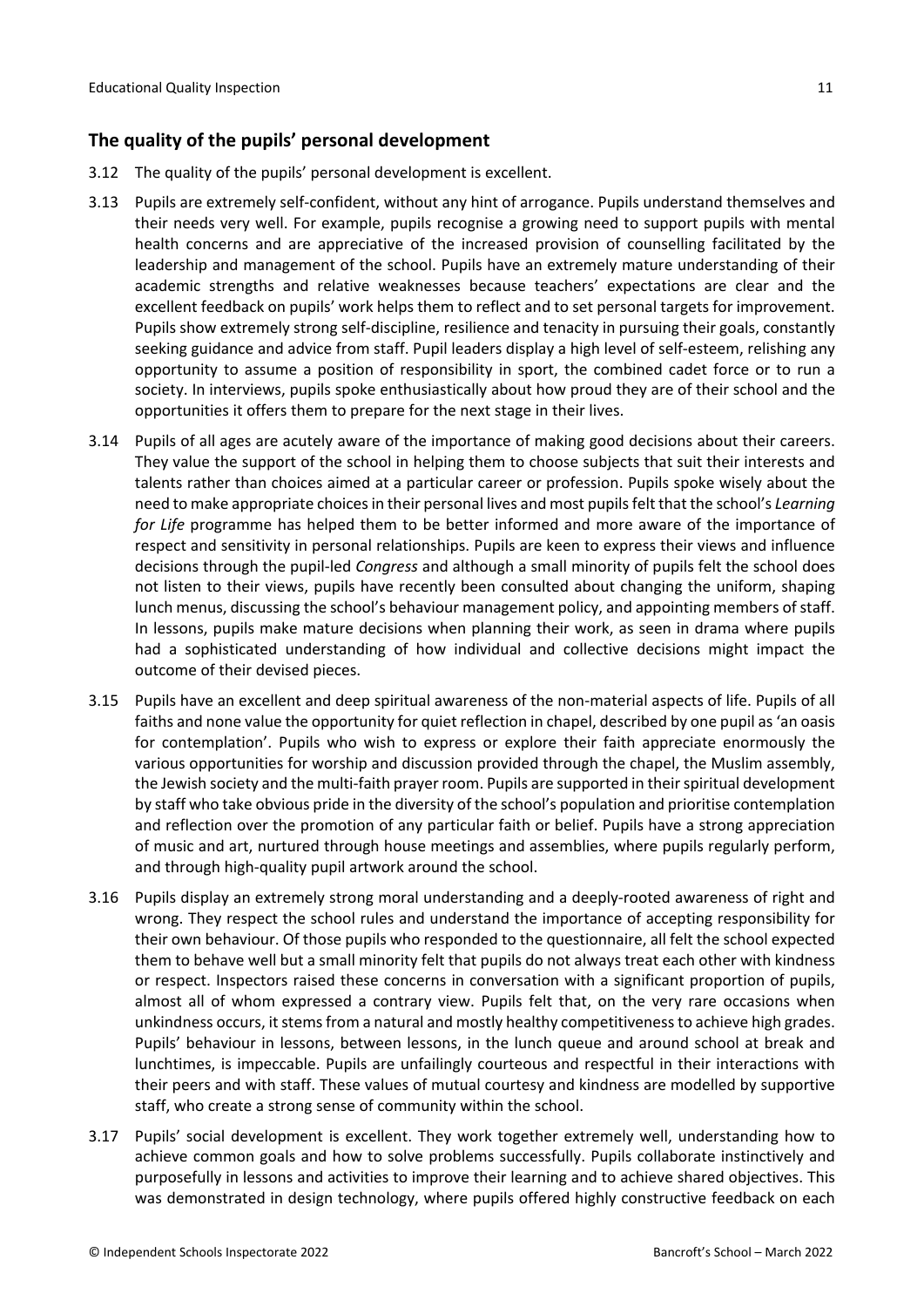## The quality of the pupils' personal development

3.12 The quality of the pupils' personal development is excellent.

3.13 Pupils are extremely self-confident, without any hint of arrogance. Pupils understand themselves and their needs very well. For example, pupils recognise a growing need to support pupils with mental health concerns and are appreciative of the increased provision of counselling facilitated by the leadership and management of the school. Pupils have an extremely mature understanding of their academic strengths and relative weaknesses because teachers' expectations are clear and the excellent feedback on pupils' work helps them to reflect and to set personal targets for improvement. Pupils show extremely strong self-discipline, resilience and tenacity in pursuing their goals, constantly seeking guidance and advice from staff. Pupil leaders display a high level of self-esteem, relishing any opportunity to assume a position of responsibility in sport, the combined cadet force or to run a society. In interviews, pupils spoke enthusiastically about how proud they are of their school and the opportunities it offers them to prepare for the next stage in their lives.

3.14 Pupils of all ages are acutely aware of the importance of making good decisions about their careers. They value the support of the school in helping them to choose subjects that suit their interests and talents rather than choices aimed at a particular career or profession. Pupils spoke wisely about the need to make appropriate choices in their personal lives and most pupils felt that the school's *Learning for Life* programme has helped them to be better informed and more aware of the importance of respect and sensitivity in personal relationships. Pupils are keen to express their views and influence decisions through the pupil-led *Congress* and although a small minority of pupils felt the school does not listen to their views, pupils have recently been consulted about changing the uniform, shaping lunch menus, discussing the school's behaviour management policy, and appointing members of staff. In lessons, pupils make mature decisions when planning their work, as seen in drama where pupils had a sophisticated understanding of how individual and collective decisions might impact the outcome of their devised pieces.

3.15 Pupils have an excellent and deep spiritual awareness of the non-material aspects of life. Pupils of all faiths and none value the opportunity for quiet reflection in chapel, described by one pupil as 'an oasis for contemplation'. Pupils who wish to express or explore their faith appreciate enormously the various opportunities for worship and discussion provided through the chapel, the Muslim assembly, the Jewish society and the multi-faith prayer room. Pupils are supported in their spiritual development by staff who take obvious pride in the diversity of the school's population and prioritise contemplation and reflection over the promotion of any particular faith or belief. Pupils have a strong appreciation of music and art, nurtured through house meetings and assemblies, where pupils regularly perform, and through high-quality pupil artwork around the school.

3.16 Pupils display an extremely strong moral understanding and a deeply-rooted awareness of right and wrong. They respect the school rules and understand the importance of accepting responsibility for their own behaviour. Of those pupils who responded to the questionnaire, all felt the school expected them to behave well but a small minority felt that pupils do not always treat each other with kindness or respect. Inspectors raised these concerns in conversation with a significant proportion of pupils, almost all of whom expressed a contrary view. Pupils felt that, on the very rare occasions when unkindness occurs, it stems from a natural and mostly healthy competitiveness to achieve high grades. Pupils' behaviour in lessons, between lessons, in the lunch queue and around school at break and lunchtimes, is impeccable. Pupils are unfailingly courteous and respectful in their interactions with their peers and with staff. These values of mutual courtesy and kindness are modelled by supportive staff, who create a strong sense of community within the school.

3.17 Pupils' social development is excellent. They work together extremely well, understanding how to achieve common goals and how to solve problems successfully. Pupils collaborate instinctively and purposefully in lessons and activities to improve their learning and to achieve shared objectives. This was demonstrated in design technology, where pupils offered highly constructive feedback on each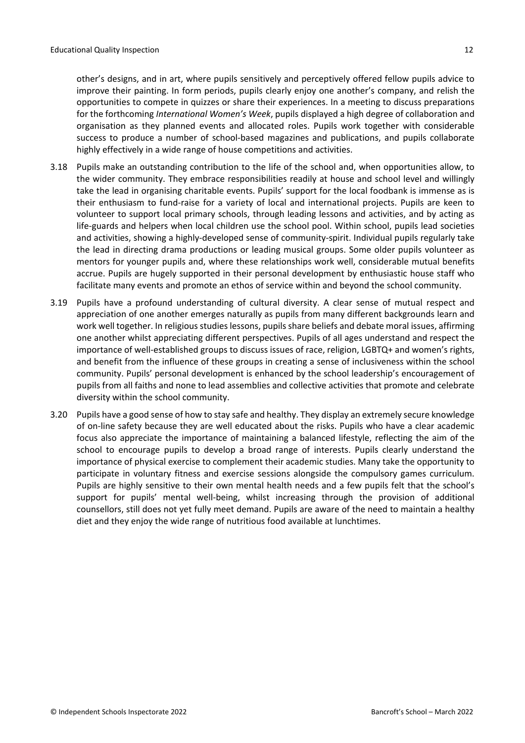other's designs, and in art, where pupils sensitively and perceptively offered fellow pupils advice to improve their painting. In form periods, pupils clearly enjoy one another's company, and relish the opportunities to compete in quizzes or share their experiences. In a meeting to discuss preparations for the forthcoming *International Women's Week*, pupils displayed a high degree of collaboration and organisation as they planned events and allocated roles. Pupils work together with considerable success to produce a number of school-based magazines and publications, and pupils collaborate highly effectively in a wide range of house competitions and activities.

3.18 Pupils make an outstanding contribution to the life of the school and, when opportunities allow, to the wider community. They embrace responsibilities readily at house and school level and willingly take the lead in organising charitable events. Pupils' support for the local foodbank is immense as is their enthusiasm to fund-raise for a variety of local and international projects. Pupils are keen to volunteer to support local primary schools, through leading lessons and activities, and by acting as life-guards and helpers when local children use the school pool. Within school, pupils lead societies and activities, showing a highly-developed sense of community-spirit. Individual pupils regularly take the lead in directing drama productions or leading musical groups. Some older pupils volunteer as mentors for younger pupils and, where these relationships work well, considerable mutual benefits accrue. Pupils are hugely supported in their personal development by enthusiastic house staff who facilitate many events and promote an ethos of service within and beyond the school community.

3.19 Pupils have a profound understanding of cultural diversity. A clear sense of mutual respect and appreciation of one another emerges naturally as pupils from many different backgrounds learn and work well together. In religious studies lessons, pupils share beliefs and debate moral issues, affirming one another whilst appreciating different perspectives. Pupils of all ages understand and respect the importance of well-established groups to discuss issues of race, religion, LGBTQ+ and women's rights, and benefit from the influence of these groups in creating a sense of inclusiveness within the school community. Pupils' personal development is enhanced by the school leadership's encouragement of pupils from all faiths and none to lead assemblies and collective activities that promote and celebrate diversity within the school community.

3.20 Pupils have a good sense of how to stay safe and healthy. They display an extremely secure knowledge of on-line safety because they are well educated about the risks. Pupils who have a clear academic focus also appreciate the importance of maintaining a balanced lifestyle, reflecting the aim of the school to encourage pupils to develop a broad range of interests. Pupils clearly understand the importance of physical exercise to complement their academic studies. Many take the opportunity to participate in voluntary fitness and exercise sessions alongside the compulsory games curriculum. Pupils are highly sensitive to their own mental health needs and a few pupils felt that the school's support for pupils' mental well-being, whilst increasing through the provision of additional counsellors, still does not yet fully meet demand. Pupils are aware of the need to maintain a healthy diet and they enjoy the wide range of nutritious food available at lunchtimes.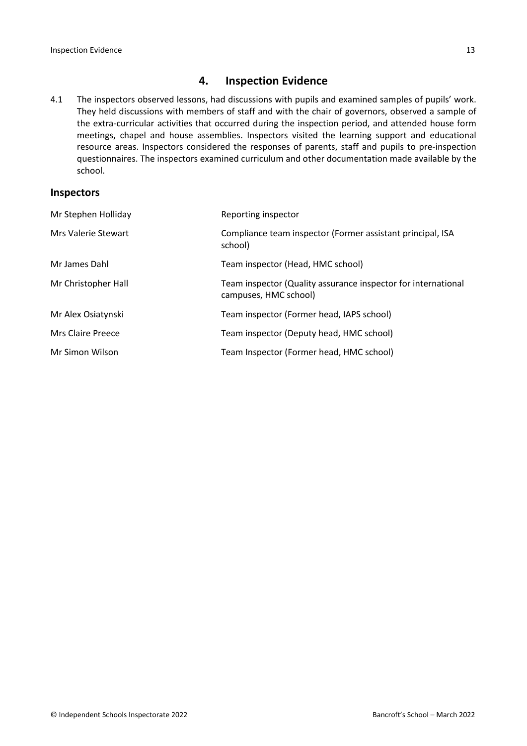## 4. Inspection Evidence

4.1 The inspectors observed lessons, had discussions with pupils and examined samples of pupils' work. They held discussions with members of staff and with the chair of governors, observed a sample of the extra-curricular activities that occurred during the inspection period, and attended house form meetings, chapel and house assemblies. Inspectors visited the learning support and educational resource areas. Inspectors considered the responses of parents, staff and pupils to pre-inspection questionnaires. The inspectors examined curriculum and other documentation made available by the school.

### Inspectors

| | |
|---|---|
| Mr Stephen Holliday | Reporting inspector |
| Mrs Valerie Stewart | Compliance team inspector (Former assistant principal, ISA school) |
| Mr James Dahl | Team inspector (Head, HMC school) |
| Mr Christopher Hall | Team inspector (Quality assurance inspector for international campuses, HMC school) |
| Mr Alex Osiatynski | Team inspector (Former head, IAPS school) |
| Mrs Claire Preece | Team inspector (Deputy head, HMC school) |
| Mr Simon Wilson | Team Inspector (Former head, HMC school) |